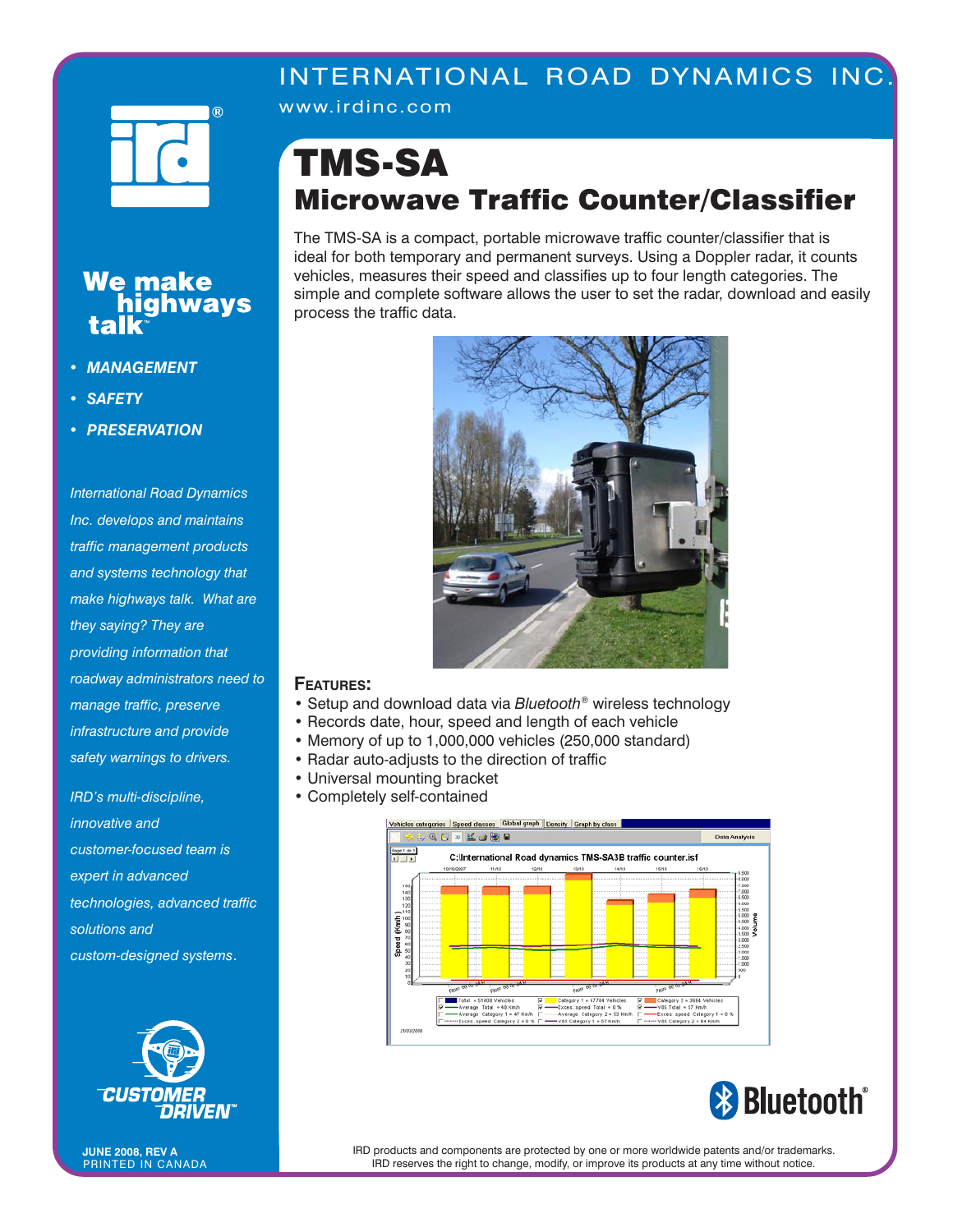INTERNATIONAL ROAD DYNAMICS INC.

www.irdinc.com

# TMS-SA

## Microwave Traffic Counter/Classifier

The TMS-SA is a compact, portable microwave traffic counter/classifier that is ideal for both temporary and permanent surveys. Using a Doppler radar, it counts vehicles, measures their speed and classifies up to four length categories. The simple and complete software allows the user to set the radar, download and easily process the traffic data.

### Features:

- Setup and download data via *Bluetooth*® wireless technology
- Records date, hour, speed and length of each vehicle
- Memory of up to 1,000,000 vehicles (250,000 standard)
- Radar auto-adjusts to the direction of traffic
- Universal mounting bracket
- Completely self-contained

**We make highways talk**™

- ***MANAGEMENT***
- ***SAFETY***
- ***PRESERVATION***

*International Road Dynamics Inc. develops and maintains traffic management products and systems technology that make highways talk. What are they saying? They are providing information that roadway administrators need to manage traffic, preserve infrastructure and provide safety warnings to drivers.*

*IRD's multi-discipline, innovative and customer-focused team is expert in advanced technologies, advanced traffic solutions and custom-designed systems*.

CUSTOMER DRIVEN™

**JUNE 2008, REV A**
PRINTED IN CANADA

IRD products and components are protected by one or more worldwide patents and/or trademarks.
IRD reserves the right to change, modify, or improve its products at any time without notice.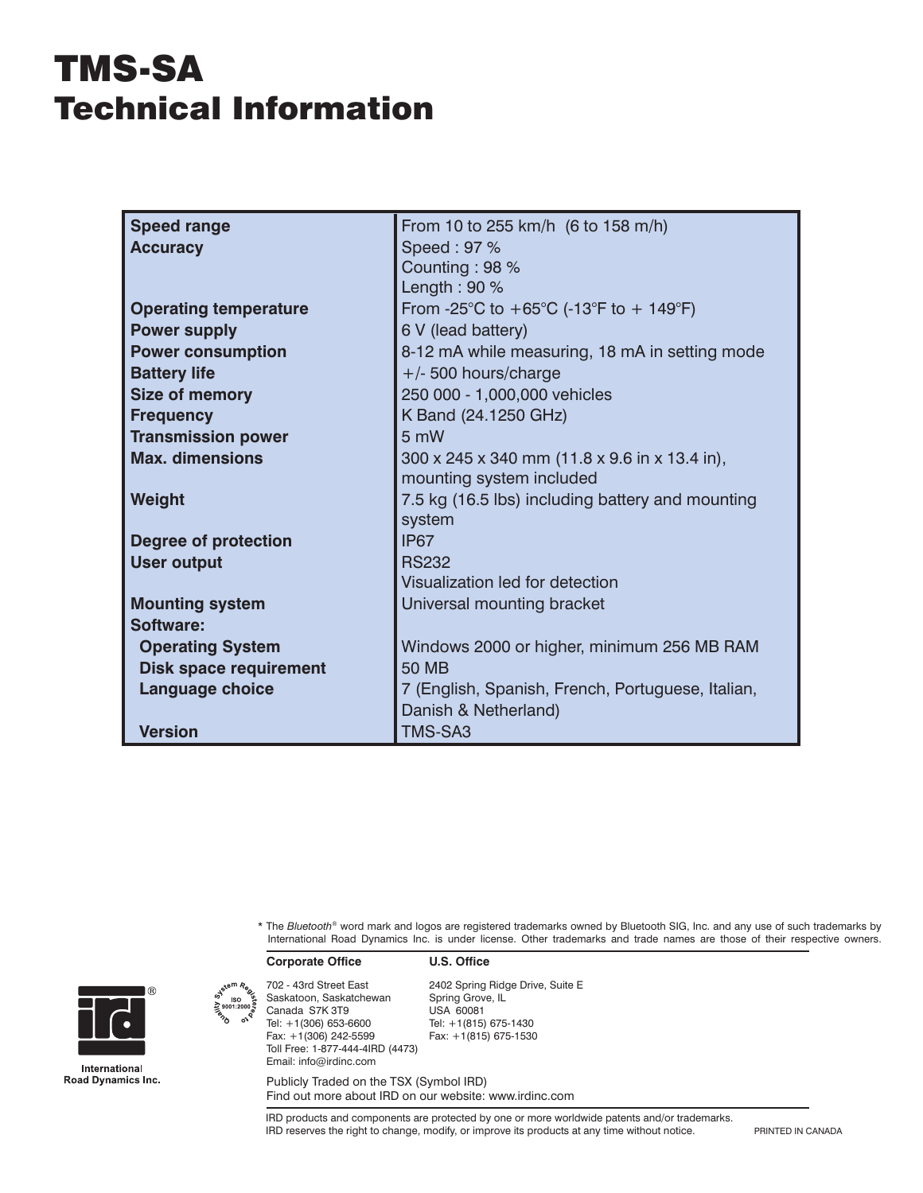# TMS-SA
# Technical Information

| | |
|---|---|
| **Speed range** | From 10 to 255 km/h (6 to 158 m/h) |
| **Accuracy** | Speed : 97 %<br>Counting : 98 %<br>Length : 90 % |
| **Operating temperature** | From -25°C to +65°C (-13°F to + 149°F) |
| **Power supply** | 6 V (lead battery) |
| **Power consumption** | 8-12 mA while measuring, 18 mA in setting mode |
| **Battery life** | +/- 500 hours/charge |
| **Size of memory** | 250 000 - 1,000,000 vehicles |
| **Frequency** | K Band (24.1250 GHz) |
| **Transmission power** | 5 mW |
| **Max. dimensions** | 300 x 245 x 340 mm (11.8 x 9.6 in x 13.4 in), mounting system included |
| **Weight** | 7.5 kg (16.5 lbs) including battery and mounting system |
| **Degree of protection** | IP67 |
| **User output** | RS232<br>Visualization led for detection |
| **Mounting system** | Universal mounting bracket |
| **Software:** | |
| **Operating System** | Windows 2000 or higher, minimum 256 MB RAM |
| **Disk space requirement** | 50 MB |
| **Language choice** | 7 (English, Spanish, French, Portuguese, Italian, Danish & Netherland) |
| **Version** | TMS-SA3 |

* The *Bluetooth®* word mark and logos are registered trademarks owned by Bluetooth SIG, Inc. and any use of such trademarks by International Road Dynamics Inc. is under license. Other trademarks and trade names are those of their respective owners.

International Road Dynamics Inc.

Quality System Registered to ISO 9001:2000

**Corporate Office**

702 - 43rd Street East
Saskatoon, Saskatchewan
Canada S7K 3T9
Tel: +1(306) 653-6600
Fax: +1(306) 242-5599
Toll Free: 1-877-444-4IRD (4473)
Email: info@irdinc.com

**U.S. Office**

2402 Spring Ridge Drive, Suite E
Spring Grove, IL
USA 60081
Tel: +1(815) 675-1430
Fax: +1(815) 675-1530

Publicly Traded on the TSX (Symbol IRD)
Find out more about IRD on our website: www.irdinc.com

IRD products and components are protected by one or more worldwide patents and/or trademarks.
IRD reserves the right to change, modify, or improve its products at any time without notice.

PRINTED IN CANADA